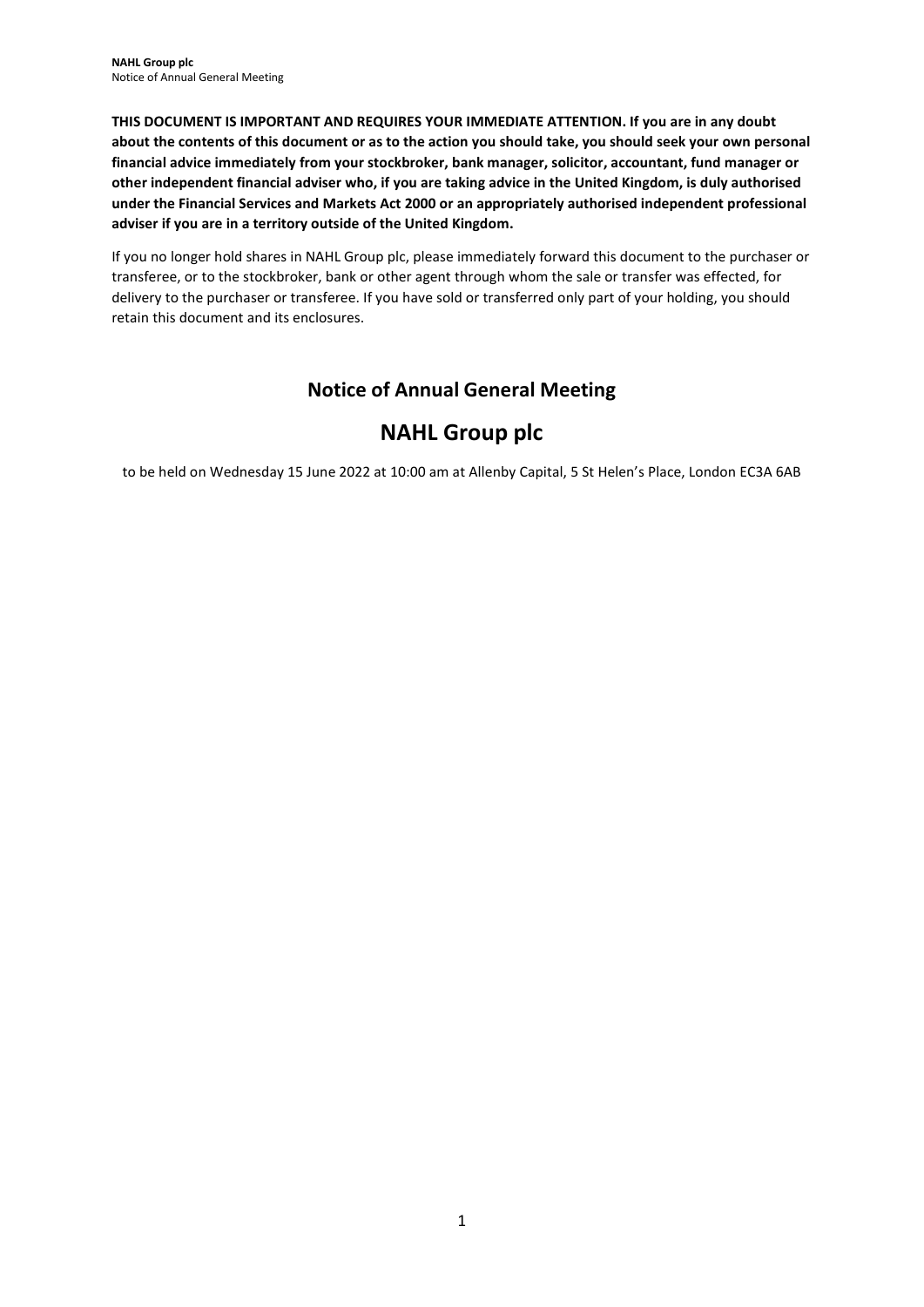**THIS DOCUMENT IS IMPORTANT AND REQUIRES YOUR IMMEDIATE ATTENTION. If you are in any doubt about the contents of this document or as to the action you should take, you should seek your own personal financial advice immediately from your stockbroker, bank manager, solicitor, accountant, fund manager or other independent financial adviser who, if you are taking advice in the United Kingdom, is duly authorised under the Financial Services and Markets Act 2000 or an appropriately authorised independent professional adviser if you are in a territory outside of the United Kingdom.**

If you no longer hold shares in NAHL Group plc, please immediately forward this document to the purchaser or transferee, or to the stockbroker, bank or other agent through whom the sale or transfer was effected, for delivery to the purchaser or transferee. If you have sold or transferred only part of your holding, you should retain this document and its enclosures.

## Notice of Annual General Meeting

# NAHL Group plc

to be held on Wednesday 15 June 2022 at 10:00 am at Allenby Capital, 5 St Helen's Place, London EC3A 6AB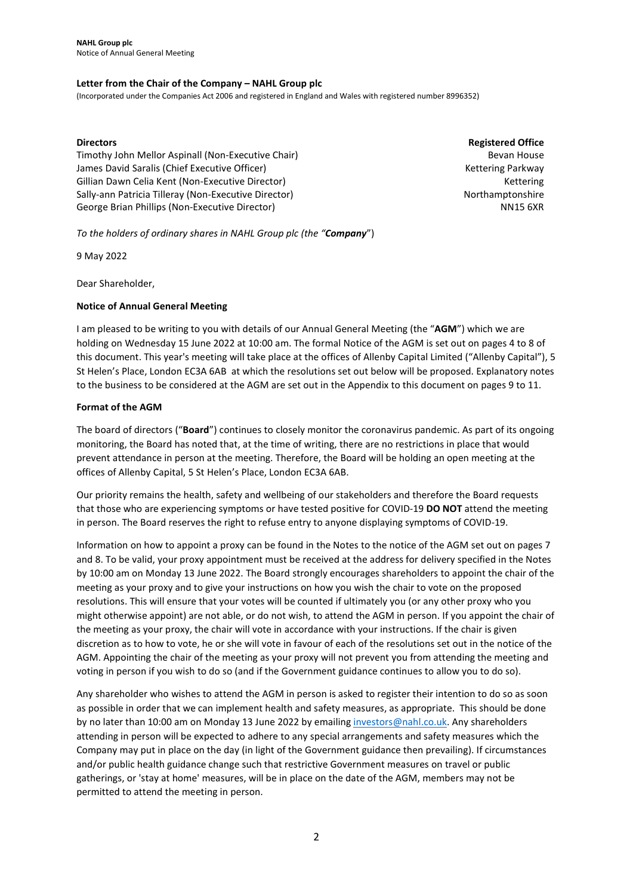**Letter from the Chair of the Company – NAHL Group plc**

(Incorporated under the Companies Act 2006 and registered in England and Wales with registered number 8996352)

| **Directors** | **Registered Office** |
|---|---|
| Timothy John Mellor Aspinall (Non-Executive Chair) | Bevan House |
| James David Saralis (Chief Executive Officer) | Kettering Parkway |
| Gillian Dawn Celia Kent (Non-Executive Director) | Kettering |
| Sally-ann Patricia Tilleray (Non-Executive Director) | Northamptonshire |
| George Brian Phillips (Non-Executive Director) | NN15 6XR |

*To the holders of ordinary shares in NAHL Group plc (the "**Company**")*

9 May 2022

Dear Shareholder,

**Notice of Annual General Meeting**

I am pleased to be writing to you with details of our Annual General Meeting (the "**AGM**") which we are holding on Wednesday 15 June 2022 at 10:00 am. The formal Notice of the AGM is set out on pages 4 to 8 of this document. This year's meeting will take place at the offices of Allenby Capital Limited ("Allenby Capital"), 5 St Helen's Place, London EC3A 6AB at which the resolutions set out below will be proposed. Explanatory notes to the business to be considered at the AGM are set out in the Appendix to this document on pages 9 to 11.

**Format of the AGM**

The board of directors ("**Board**") continues to closely monitor the coronavirus pandemic. As part of its ongoing monitoring, the Board has noted that, at the time of writing, there are no restrictions in place that would prevent attendance in person at the meeting. Therefore, the Board will be holding an open meeting at the offices of Allenby Capital, 5 St Helen's Place, London EC3A 6AB.

Our priority remains the health, safety and wellbeing of our stakeholders and therefore the Board requests that those who are experiencing symptoms or have tested positive for COVID-19 **DO NOT** attend the meeting in person. The Board reserves the right to refuse entry to anyone displaying symptoms of COVID-19.

Information on how to appoint a proxy can be found in the Notes to the notice of the AGM set out on pages 7 and 8. To be valid, your proxy appointment must be received at the address for delivery specified in the Notes by 10:00 am on Monday 13 June 2022. The Board strongly encourages shareholders to appoint the chair of the meeting as your proxy and to give your instructions on how you wish the chair to vote on the proposed resolutions. This will ensure that your votes will be counted if ultimately you (or any other proxy who you might otherwise appoint) are not able, or do not wish, to attend the AGM in person. If you appoint the chair of the meeting as your proxy, the chair will vote in accordance with your instructions. If the chair is given discretion as to how to vote, he or she will vote in favour of each of the resolutions set out in the notice of the AGM. Appointing the chair of the meeting as your proxy will not prevent you from attending the meeting and voting in person if you wish to do so (and if the Government guidance continues to allow you to do so).

Any shareholder who wishes to attend the AGM in person is asked to register their intention to do so as soon as possible in order that we can implement health and safety measures, as appropriate. This should be done by no later than 10:00 am on Monday 13 June 2022 by emailing investors@nahl.co.uk. Any shareholders attending in person will be expected to adhere to any special arrangements and safety measures which the Company may put in place on the day (in light of the Government guidance then prevailing). If circumstances and/or public health guidance change such that restrictive Government measures on travel or public gatherings, or 'stay at home' measures, will be in place on the date of the AGM, members may not be permitted to attend the meeting in person.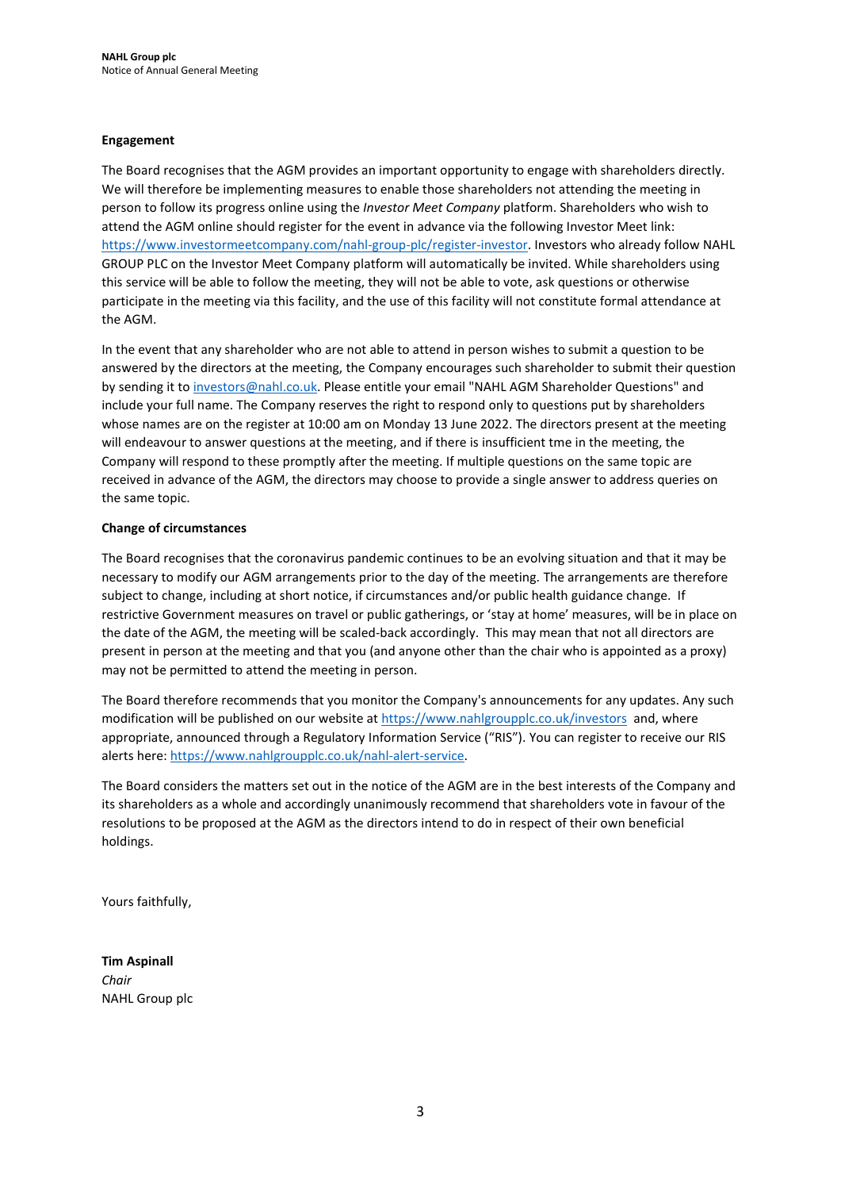**Engagement**

The Board recognises that the AGM provides an important opportunity to engage with shareholders directly. We will therefore be implementing measures to enable those shareholders not attending the meeting in person to follow its progress online using the *Investor Meet Company* platform. Shareholders who wish to attend the AGM online should register for the event in advance via the following Investor Meet link: https://www.investormeetcompany.com/nahl-group-plc/register-investor. Investors who already follow NAHL GROUP PLC on the Investor Meet Company platform will automatically be invited. While shareholders using this service will be able to follow the meeting, they will not be able to vote, ask questions or otherwise participate in the meeting via this facility, and the use of this facility will not constitute formal attendance at the AGM.

In the event that any shareholder who are not able to attend in person wishes to submit a question to be answered by the directors at the meeting, the Company encourages such shareholder to submit their question by sending it to investors@nahl.co.uk. Please entitle your email "NAHL AGM Shareholder Questions" and include your full name. The Company reserves the right to respond only to questions put by shareholders whose names are on the register at 10:00 am on Monday 13 June 2022. The directors present at the meeting will endeavour to answer questions at the meeting, and if there is insufficient tme in the meeting, the Company will respond to these promptly after the meeting. If multiple questions on the same topic are received in advance of the AGM, the directors may choose to provide a single answer to address queries on the same topic.

**Change of circumstances**

The Board recognises that the coronavirus pandemic continues to be an evolving situation and that it may be necessary to modify our AGM arrangements prior to the day of the meeting. The arrangements are therefore subject to change, including at short notice, if circumstances and/or public health guidance change. If restrictive Government measures on travel or public gatherings, or 'stay at home' measures, will be in place on the date of the AGM, the meeting will be scaled-back accordingly. This may mean that not all directors are present in person at the meeting and that you (and anyone other than the chair who is appointed as a proxy) may not be permitted to attend the meeting in person.

The Board therefore recommends that you monitor the Company's announcements for any updates. Any such modification will be published on our website at https://www.nahlgroupplc.co.uk/investors and, where appropriate, announced through a Regulatory Information Service ("RIS"). You can register to receive our RIS alerts here: https://www.nahlgroupplc.co.uk/nahl-alert-service.

The Board considers the matters set out in the notice of the AGM are in the best interests of the Company and its shareholders as a whole and accordingly unanimously recommend that shareholders vote in favour of the resolutions to be proposed at the AGM as the directors intend to do in respect of their own beneficial holdings.

Yours faithfully,

**Tim Aspinall**
*Chair*
NAHL Group plc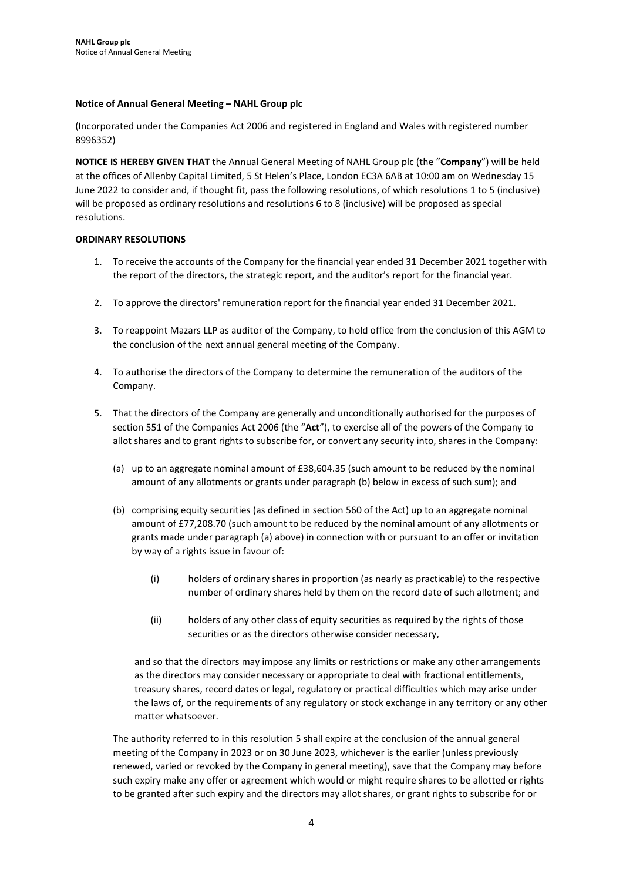**Notice of Annual General Meeting – NAHL Group plc**

(Incorporated under the Companies Act 2006 and registered in England and Wales with registered number 8996352)

**NOTICE IS HEREBY GIVEN THAT** the Annual General Meeting of NAHL Group plc (the "**Company**") will be held at the offices of Allenby Capital Limited, 5 St Helen's Place, London EC3A 6AB at 10:00 am on Wednesday 15 June 2022 to consider and, if thought fit, pass the following resolutions, of which resolutions 1 to 5 (inclusive) will be proposed as ordinary resolutions and resolutions 6 to 8 (inclusive) will be proposed as special resolutions.

**ORDINARY RESOLUTIONS**

1. To receive the accounts of the Company for the financial year ended 31 December 2021 together with the report of the directors, the strategic report, and the auditor's report for the financial year.

2. To approve the directors' remuneration report for the financial year ended 31 December 2021.

3. To reappoint Mazars LLP as auditor of the Company, to hold office from the conclusion of this AGM to the conclusion of the next annual general meeting of the Company.

4. To authorise the directors of the Company to determine the remuneration of the auditors of the Company.

5. That the directors of the Company are generally and unconditionally authorised for the purposes of section 551 of the Companies Act 2006 (the "**Act**"), to exercise all of the powers of the Company to allot shares and to grant rights to subscribe for, or convert any security into, shares in the Company:

   (a) up to an aggregate nominal amount of £38,604.35 (such amount to be reduced by the nominal amount of any allotments or grants under paragraph (b) below in excess of such sum); and

   (b) comprising equity securities (as defined in section 560 of the Act) up to an aggregate nominal amount of £77,208.70 (such amount to be reduced by the nominal amount of any allotments or grants made under paragraph (a) above) in connection with or pursuant to an offer or invitation by way of a rights issue in favour of:

      (i) holders of ordinary shares in proportion (as nearly as practicable) to the respective number of ordinary shares held by them on the record date of such allotment; and

      (ii) holders of any other class of equity securities as required by the rights of those securities or as the directors otherwise consider necessary,

   and so that the directors may impose any limits or restrictions or make any other arrangements as the directors may consider necessary or appropriate to deal with fractional entitlements, treasury shares, record dates or legal, regulatory or practical difficulties which may arise under the laws of, or the requirements of any regulatory or stock exchange in any territory or any other matter whatsoever.

   The authority referred to in this resolution 5 shall expire at the conclusion of the annual general meeting of the Company in 2023 or on 30 June 2023, whichever is the earlier (unless previously renewed, varied or revoked by the Company in general meeting), save that the Company may before such expiry make any offer or agreement which would or might require shares to be allotted or rights to be granted after such expiry and the directors may allot shares, or grant rights to subscribe for or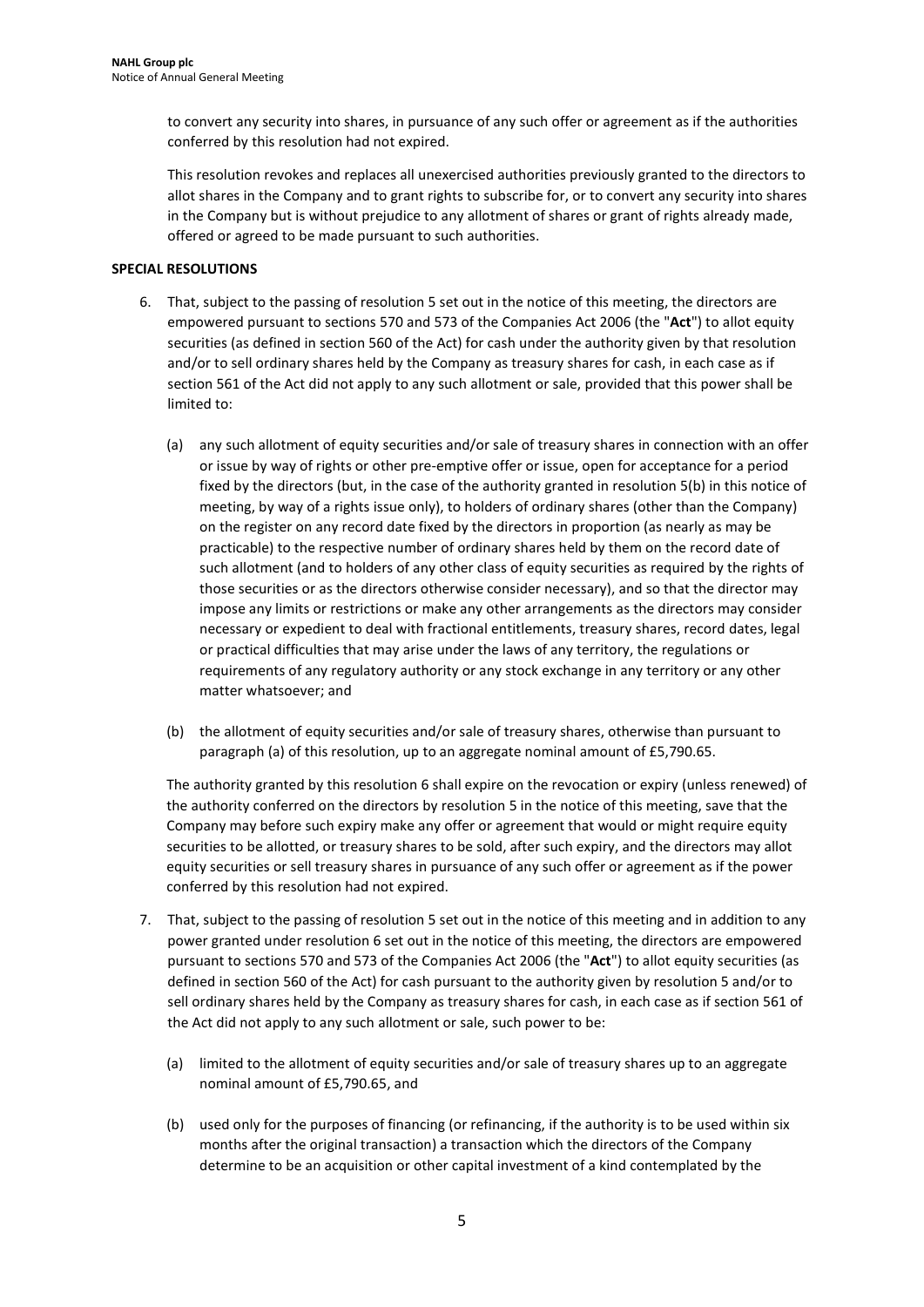to convert any security into shares, in pursuance of any such offer or agreement as if the authorities conferred by this resolution had not expired.

This resolution revokes and replaces all unexercised authorities previously granted to the directors to allot shares in the Company and to grant rights to subscribe for, or to convert any security into shares in the Company but is without prejudice to any allotment of shares or grant of rights already made, offered or agreed to be made pursuant to such authorities.

**SPECIAL RESOLUTIONS**

6. That, subject to the passing of resolution 5 set out in the notice of this meeting, the directors are empowered pursuant to sections 570 and 573 of the Companies Act 2006 (the "**Act**") to allot equity securities (as defined in section 560 of the Act) for cash under the authority given by that resolution and/or to sell ordinary shares held by the Company as treasury shares for cash, in each case as if section 561 of the Act did not apply to any such allotment or sale, provided that this power shall be limited to:

   (a) any such allotment of equity securities and/or sale of treasury shares in connection with an offer or issue by way of rights or other pre-emptive offer or issue, open for acceptance for a period fixed by the directors (but, in the case of the authority granted in resolution 5(b) in this notice of meeting, by way of a rights issue only), to holders of ordinary shares (other than the Company) on the register on any record date fixed by the directors in proportion (as nearly as may be practicable) to the respective number of ordinary shares held by them on the record date of such allotment (and to holders of any other class of equity securities as required by the rights of those securities or as the directors otherwise consider necessary), and so that the director may impose any limits or restrictions or make any other arrangements as the directors may consider necessary or expedient to deal with fractional entitlements, treasury shares, record dates, legal or practical difficulties that may arise under the laws of any territory, the regulations or requirements of any regulatory authority or any stock exchange in any territory or any other matter whatsoever; and

   (b) the allotment of equity securities and/or sale of treasury shares, otherwise than pursuant to paragraph (a) of this resolution, up to an aggregate nominal amount of £5,790.65.

   The authority granted by this resolution 6 shall expire on the revocation or expiry (unless renewed) of the authority conferred on the directors by resolution 5 in the notice of this meeting, save that the Company may before such expiry make any offer or agreement that would or might require equity securities to be allotted, or treasury shares to be sold, after such expiry, and the directors may allot equity securities or sell treasury shares in pursuance of any such offer or agreement as if the power conferred by this resolution had not expired.

7. That, subject to the passing of resolution 5 set out in the notice of this meeting and in addition to any power granted under resolution 6 set out in the notice of this meeting, the directors are empowered pursuant to sections 570 and 573 of the Companies Act 2006 (the "**Act**") to allot equity securities (as defined in section 560 of the Act) for cash pursuant to the authority given by resolution 5 and/or to sell ordinary shares held by the Company as treasury shares for cash, in each case as if section 561 of the Act did not apply to any such allotment or sale, such power to be:

   (a) limited to the allotment of equity securities and/or sale of treasury shares up to an aggregate nominal amount of £5,790.65, and

   (b) used only for the purposes of financing (or refinancing, if the authority is to be used within six months after the original transaction) a transaction which the directors of the Company determine to be an acquisition or other capital investment of a kind contemplated by the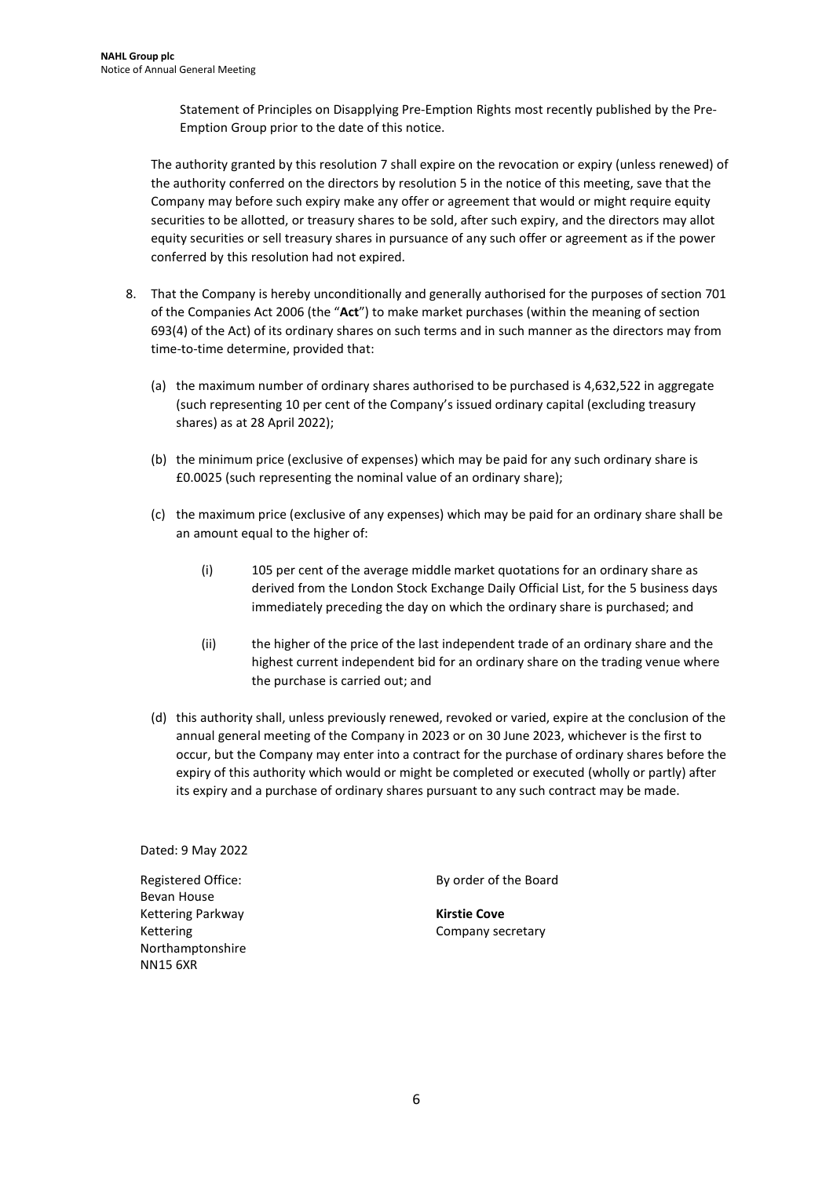Statement of Principles on Disapplying Pre-Emption Rights most recently published by the Pre-Emption Group prior to the date of this notice.

The authority granted by this resolution 7 shall expire on the revocation or expiry (unless renewed) of the authority conferred on the directors by resolution 5 in the notice of this meeting, save that the Company may before such expiry make any offer or agreement that would or might require equity securities to be allotted, or treasury shares to be sold, after such expiry, and the directors may allot equity securities or sell treasury shares in pursuance of any such offer or agreement as if the power conferred by this resolution had not expired.

8. That the Company is hereby unconditionally and generally authorised for the purposes of section 701 of the Companies Act 2006 (the "**Act**") to make market purchases (within the meaning of section 693(4) of the Act) of its ordinary shares on such terms and in such manner as the directors may from time-to-time determine, provided that:

   (a) the maximum number of ordinary shares authorised to be purchased is 4,632,522 in aggregate (such representing 10 per cent of the Company's issued ordinary capital (excluding treasury shares) as at 28 April 2022);

   (b) the minimum price (exclusive of expenses) which may be paid for any such ordinary share is £0.0025 (such representing the nominal value of an ordinary share);

   (c) the maximum price (exclusive of any expenses) which may be paid for an ordinary share shall be an amount equal to the higher of:

      (i) 105 per cent of the average middle market quotations for an ordinary share as derived from the London Stock Exchange Daily Official List, for the 5 business days immediately preceding the day on which the ordinary share is purchased; and

      (ii) the higher of the price of the last independent trade of an ordinary share and the highest current independent bid for an ordinary share on the trading venue where the purchase is carried out; and

   (d) this authority shall, unless previously renewed, revoked or varied, expire at the conclusion of the annual general meeting of the Company in 2023 or on 30 June 2023, whichever is the first to occur, but the Company may enter into a contract for the purchase of ordinary shares before the expiry of this authority which would or might be completed or executed (wholly or partly) after its expiry and a purchase of ordinary shares pursuant to any such contract may be made.

Dated: 9 May 2022

Registered Office:
Bevan House
Kettering Parkway
Kettering
Northamptonshire
NN15 6XR

By order of the Board

**Kirstie Cove**
Company secretary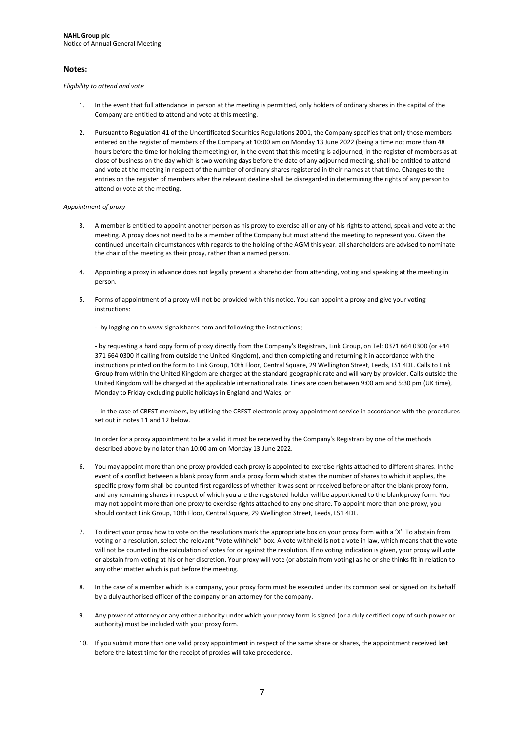## Notes:

*Eligibility to attend and vote*

1. In the event that full attendance in person at the meeting is permitted, only holders of ordinary shares in the capital of the Company are entitled to attend and vote at this meeting.

2. Pursuant to Regulation 41 of the Uncertificated Securities Regulations 2001, the Company specifies that only those members entered on the register of members of the Company at 10:00 am on Monday 13 June 2022 (being a time not more than 48 hours before the time for holding the meeting) or, in the event that this meeting is adjourned, in the register of members as at close of business on the day which is two working days before the date of any adjourned meeting, shall be entitled to attend and vote at the meeting in respect of the number of ordinary shares registered in their names at that time. Changes to the entries on the register of members after the relevant dealine shall be disregarded in determining the rights of any person to attend or vote at the meeting.

*Appointment of proxy*

3. A member is entitled to appoint another person as his proxy to exercise all or any of his rights to attend, speak and vote at the meeting. A proxy does not need to be a member of the Company but must attend the meeting to represent you. Given the continued uncertain circumstances with regards to the holding of the AGM this year, all shareholders are advised to nominate the chair of the meeting as their proxy, rather than a named person.

4. Appointing a proxy in advance does not legally prevent a shareholder from attending, voting and speaking at the meeting in person.

5. Forms of appointment of a proxy will not be provided with this notice. You can appoint a proxy and give your voting instructions:

   - by logging on to www.signalshares.com and following the instructions;

   - by requesting a hard copy form of proxy directly from the Company's Registrars, Link Group, on Tel: 0371 664 0300 (or +44 371 664 0300 if calling from outside the United Kingdom), and then completing and returning it in accordance with the instructions printed on the form to Link Group, 10th Floor, Central Square, 29 Wellington Street, Leeds, LS1 4DL. Calls to Link Group from within the United Kingdom are charged at the standard geographic rate and will vary by provider. Calls outside the United Kingdom will be charged at the applicable international rate. Lines are open between 9:00 am and 5:30 pm (UK time), Monday to Friday excluding public holidays in England and Wales; or

   - in the case of CREST members, by utilising the CREST electronic proxy appointment service in accordance with the procedures set out in notes 11 and 12 below.

   In order for a proxy appointment to be a valid it must be received by the Company's Registrars by one of the methods described above by no later than 10:00 am on Monday 13 June 2022.

6. You may appoint more than one proxy provided each proxy is appointed to exercise rights attached to different shares. In the event of a conflict between a blank proxy form and a proxy form which states the number of shares to which it applies, the specific proxy form shall be counted first regardless of whether it was sent or received before or after the blank proxy form, and any remaining shares in respect of which you are the registered holder will be apportioned to the blank proxy form. You may not appoint more than one proxy to exercise rights attached to any one share. To appoint more than one proxy, you should contact Link Group, 10th Floor, Central Square, 29 Wellington Street, Leeds, LS1 4DL.

7. To direct your proxy how to vote on the resolutions mark the appropriate box on your proxy form with a 'X'. To abstain from voting on a resolution, select the relevant "Vote withheld" box. A vote withheld is not a vote in law, which means that the vote will not be counted in the calculation of votes for or against the resolution. If no voting indication is given, your proxy will vote or abstain from voting at his or her discretion. Your proxy will vote (or abstain from voting) as he or she thinks fit in relation to any other matter which is put before the meeting.

8. In the case of a member which is a company, your proxy form must be executed under its common seal or signed on its behalf by a duly authorised officer of the company or an attorney for the company.

9. Any power of attorney or any other authority under which your proxy form is signed (or a duly certified copy of such power or authority) must be included with your proxy form.

10. If you submit more than one valid proxy appointment in respect of the same share or shares, the appointment received last before the latest time for the receipt of proxies will take precedence.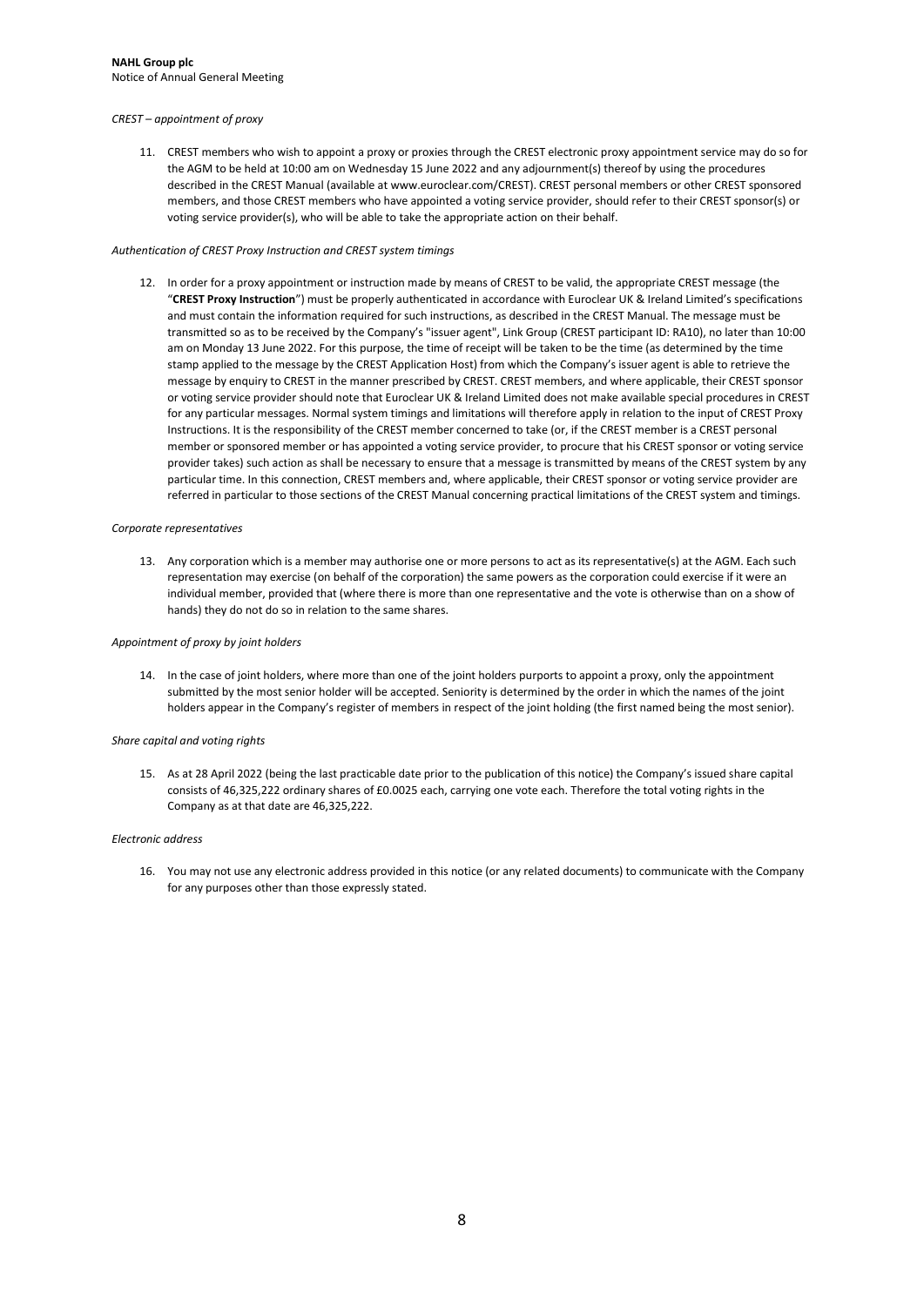*CREST – appointment of proxy*

11. CREST members who wish to appoint a proxy or proxies through the CREST electronic proxy appointment service may do so for the AGM to be held at 10:00 am on Wednesday 15 June 2022 and any adjournment(s) thereof by using the procedures described in the CREST Manual (available at www.euroclear.com/CREST). CREST personal members or other CREST sponsored members, and those CREST members who have appointed a voting service provider, should refer to their CREST sponsor(s) or voting service provider(s), who will be able to take the appropriate action on their behalf.

*Authentication of CREST Proxy Instruction and CREST system timings*

12. In order for a proxy appointment or instruction made by means of CREST to be valid, the appropriate CREST message (the "**CREST Proxy Instruction**") must be properly authenticated in accordance with Euroclear UK & Ireland Limited's specifications and must contain the information required for such instructions, as described in the CREST Manual. The message must be transmitted so as to be received by the Company's "issuer agent", Link Group (CREST participant ID: RA10), no later than 10:00 am on Monday 13 June 2022. For this purpose, the time of receipt will be taken to be the time (as determined by the time stamp applied to the message by the CREST Application Host) from which the Company's issuer agent is able to retrieve the message by enquiry to CREST in the manner prescribed by CREST. CREST members, and where applicable, their CREST sponsor or voting service provider should note that Euroclear UK & Ireland Limited does not make available special procedures in CREST for any particular messages. Normal system timings and limitations will therefore apply in relation to the input of CREST Proxy Instructions. It is the responsibility of the CREST member concerned to take (or, if the CREST member is a CREST personal member or sponsored member or has appointed a voting service provider, to procure that his CREST sponsor or voting service provider takes) such action as shall be necessary to ensure that a message is transmitted by means of the CREST system by any particular time. In this connection, CREST members and, where applicable, their CREST sponsor or voting service provider are referred in particular to those sections of the CREST Manual concerning practical limitations of the CREST system and timings.

*Corporate representatives*

13. Any corporation which is a member may authorise one or more persons to act as its representative(s) at the AGM. Each such representation may exercise (on behalf of the corporation) the same powers as the corporation could exercise if it were an individual member, provided that (where there is more than one representative and the vote is otherwise than on a show of hands) they do not do so in relation to the same shares.

*Appointment of proxy by joint holders*

14. In the case of joint holders, where more than one of the joint holders purports to appoint a proxy, only the appointment submitted by the most senior holder will be accepted. Seniority is determined by the order in which the names of the joint holders appear in the Company's register of members in respect of the joint holding (the first named being the most senior).

*Share capital and voting rights*

15. As at 28 April 2022 (being the last practicable date prior to the publication of this notice) the Company's issued share capital consists of 46,325,222 ordinary shares of £0.0025 each, carrying one vote each. Therefore the total voting rights in the Company as at that date are 46,325,222.

*Electronic address*

16. You may not use any electronic address provided in this notice (or any related documents) to communicate with the Company for any purposes other than those expressly stated.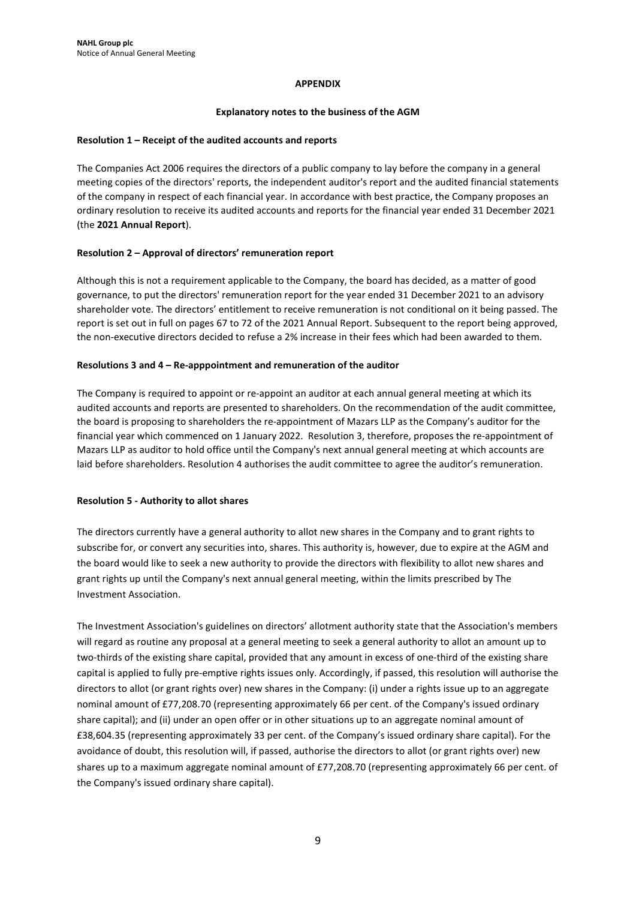## APPENDIX

### Explanatory notes to the business of the AGM

**Resolution 1 – Receipt of the audited accounts and reports**

The Companies Act 2006 requires the directors of a public company to lay before the company in a general meeting copies of the directors' reports, the independent auditor's report and the audited financial statements of the company in respect of each financial year. In accordance with best practice, the Company proposes an ordinary resolution to receive its audited accounts and reports for the financial year ended 31 December 2021 (the **2021 Annual Report**).

**Resolution 2 – Approval of directors' remuneration report**

Although this is not a requirement applicable to the Company, the board has decided, as a matter of good governance, to put the directors' remuneration report for the year ended 31 December 2021 to an advisory shareholder vote. The directors' entitlement to receive remuneration is not conditional on it being passed. The report is set out in full on pages 67 to 72 of the 2021 Annual Report. Subsequent to the report being approved, the non-executive directors decided to refuse a 2% increase in their fees which had been awarded to them.

**Resolutions 3 and 4 – Re-apppointment and remuneration of the auditor**

The Company is required to appoint or re-appoint an auditor at each annual general meeting at which its audited accounts and reports are presented to shareholders. On the recommendation of the audit committee, the board is proposing to shareholders the re-appointment of Mazars LLP as the Company's auditor for the financial year which commenced on 1 January 2022. Resolution 3, therefore, proposes the re-appointment of Mazars LLP as auditor to hold office until the Company's next annual general meeting at which accounts are laid before shareholders. Resolution 4 authorises the audit committee to agree the auditor's remuneration.

**Resolution 5 - Authority to allot shares**

The directors currently have a general authority to allot new shares in the Company and to grant rights to subscribe for, or convert any securities into, shares. This authority is, however, due to expire at the AGM and the board would like to seek a new authority to provide the directors with flexibility to allot new shares and grant rights up until the Company's next annual general meeting, within the limits prescribed by The Investment Association.

The Investment Association's guidelines on directors' allotment authority state that the Association's members will regard as routine any proposal at a general meeting to seek a general authority to allot an amount up to two-thirds of the existing share capital, provided that any amount in excess of one-third of the existing share capital is applied to fully pre-emptive rights issues only. Accordingly, if passed, this resolution will authorise the directors to allot (or grant rights over) new shares in the Company: (i) under a rights issue up to an aggregate nominal amount of £77,208.70 (representing approximately 66 per cent. of the Company's issued ordinary share capital); and (ii) under an open offer or in other situations up to an aggregate nominal amount of £38,604.35 (representing approximately 33 per cent. of the Company's issued ordinary share capital). For the avoidance of doubt, this resolution will, if passed, authorise the directors to allot (or grant rights over) new shares up to a maximum aggregate nominal amount of £77,208.70 (representing approximately 66 per cent. of the Company's issued ordinary share capital).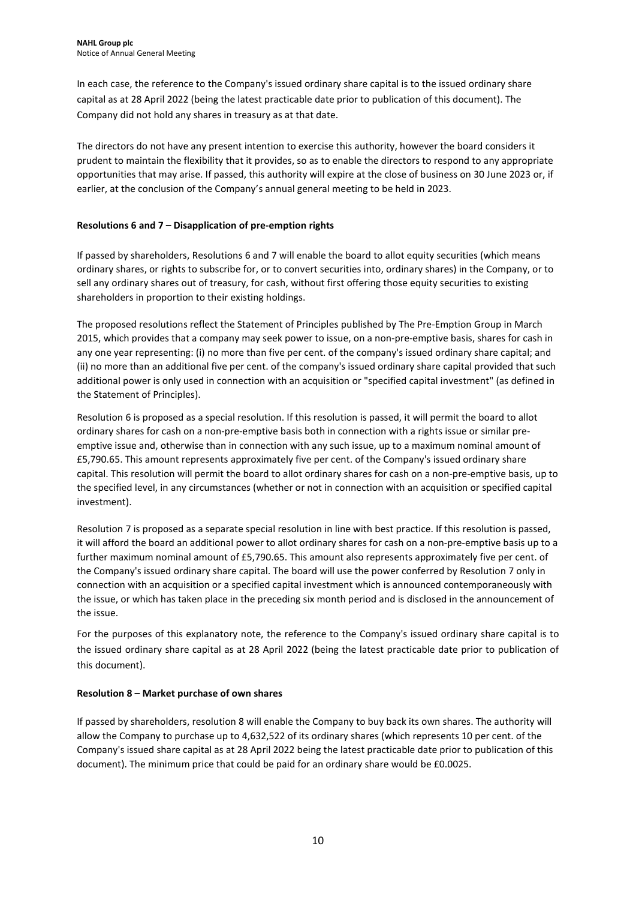In each case, the reference to the Company's issued ordinary share capital is to the issued ordinary share capital as at 28 April 2022 (being the latest practicable date prior to publication of this document). The Company did not hold any shares in treasury as at that date.

The directors do not have any present intention to exercise this authority, however the board considers it prudent to maintain the flexibility that it provides, so as to enable the directors to respond to any appropriate opportunities that may arise. If passed, this authority will expire at the close of business on 30 June 2023 or, if earlier, at the conclusion of the Company's annual general meeting to be held in 2023.

**Resolutions 6 and 7 – Disapplication of pre-emption rights**

If passed by shareholders, Resolutions 6 and 7 will enable the board to allot equity securities (which means ordinary shares, or rights to subscribe for, or to convert securities into, ordinary shares) in the Company, or to sell any ordinary shares out of treasury, for cash, without first offering those equity securities to existing shareholders in proportion to their existing holdings.

The proposed resolutions reflect the Statement of Principles published by The Pre-Emption Group in March 2015, which provides that a company may seek power to issue, on a non-pre-emptive basis, shares for cash in any one year representing: (i) no more than five per cent. of the company's issued ordinary share capital; and (ii) no more than an additional five per cent. of the company's issued ordinary share capital provided that such additional power is only used in connection with an acquisition or "specified capital investment" (as defined in the Statement of Principles).

Resolution 6 is proposed as a special resolution. If this resolution is passed, it will permit the board to allot ordinary shares for cash on a non-pre-emptive basis both in connection with a rights issue or similar pre-emptive issue and, otherwise than in connection with any such issue, up to a maximum nominal amount of £5,790.65. This amount represents approximately five per cent. of the Company's issued ordinary share capital. This resolution will permit the board to allot ordinary shares for cash on a non-pre-emptive basis, up to the specified level, in any circumstances (whether or not in connection with an acquisition or specified capital investment).

Resolution 7 is proposed as a separate special resolution in line with best practice. If this resolution is passed, it will afford the board an additional power to allot ordinary shares for cash on a non-pre-emptive basis up to a further maximum nominal amount of £5,790.65. This amount also represents approximately five per cent. of the Company's issued ordinary share capital. The board will use the power conferred by Resolution 7 only in connection with an acquisition or a specified capital investment which is announced contemporaneously with the issue, or which has taken place in the preceding six month period and is disclosed in the announcement of the issue.

For the purposes of this explanatory note, the reference to the Company's issued ordinary share capital is to the issued ordinary share capital as at 28 April 2022 (being the latest practicable date prior to publication of this document).

**Resolution 8 – Market purchase of own shares**

If passed by shareholders, resolution 8 will enable the Company to buy back its own shares. The authority will allow the Company to purchase up to 4,632,522 of its ordinary shares (which represents 10 per cent. of the Company's issued share capital as at 28 April 2022 being the latest practicable date prior to publication of this document). The minimum price that could be paid for an ordinary share would be £0.0025.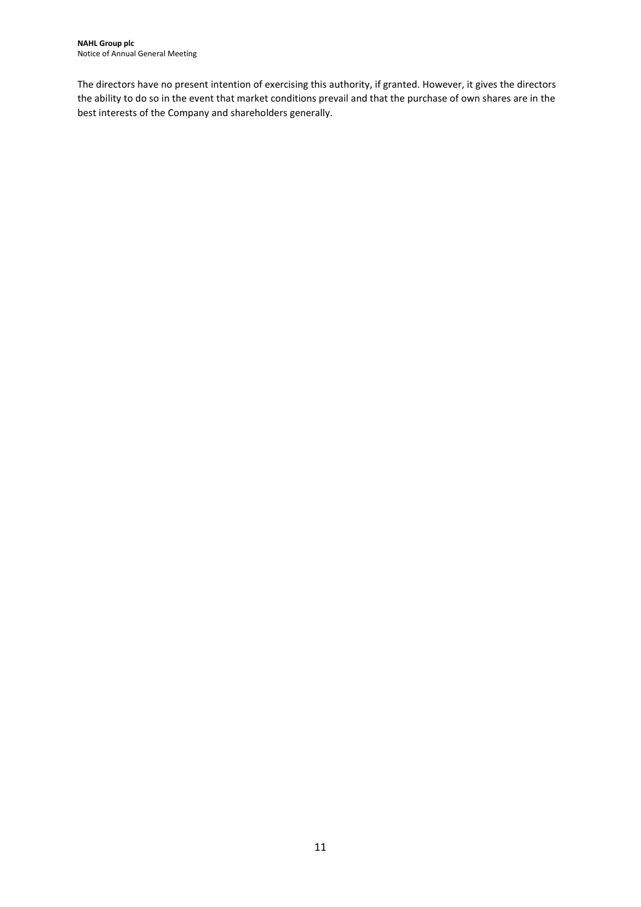The directors have no present intention of exercising this authority, if granted. However, it gives the directors the ability to do so in the event that market conditions prevail and that the purchase of own shares are in the best interests of the Company and shareholders generally.